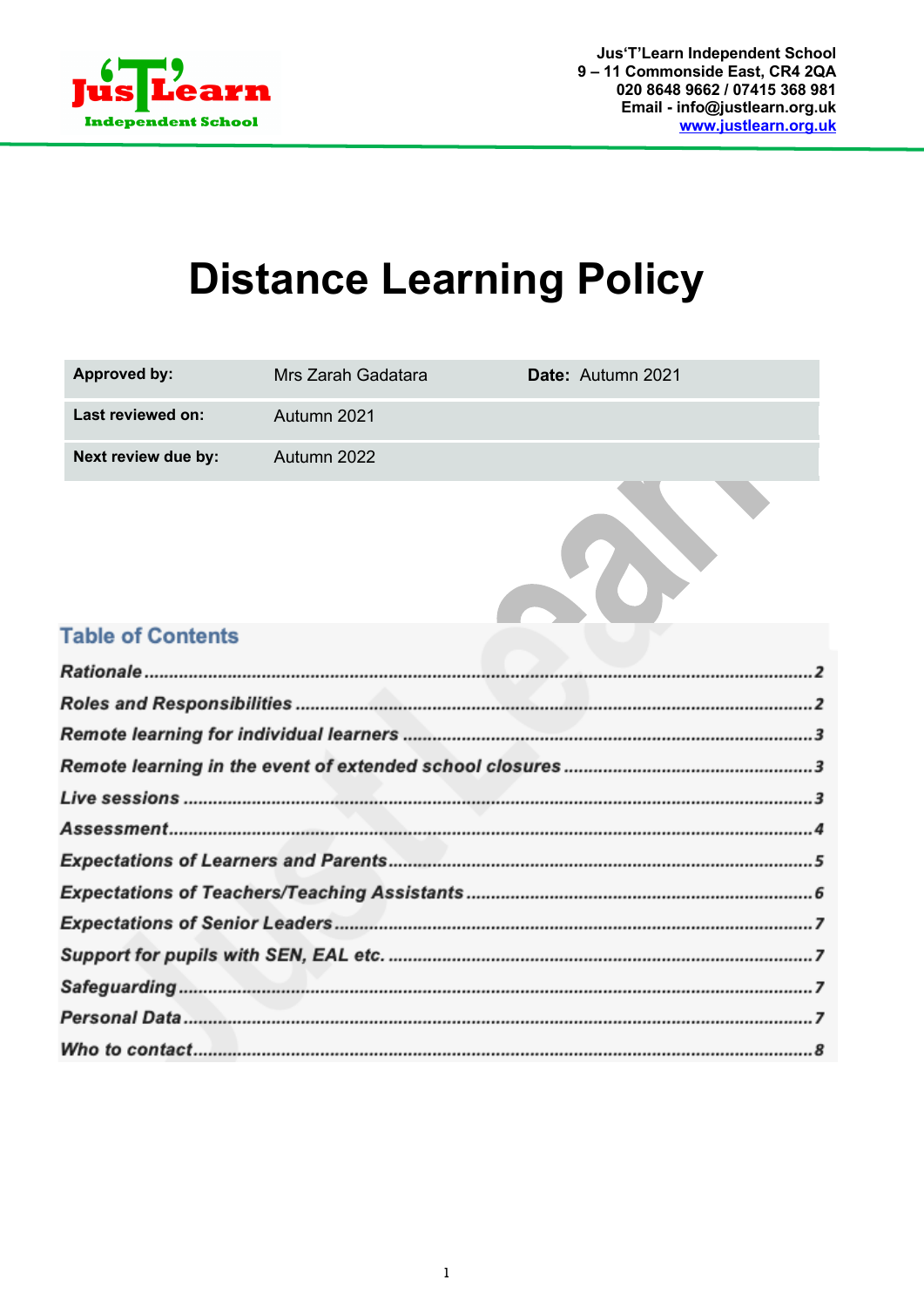Jus'T'Learn Independent School
9 – 11 Commonside East, CR4 2QA
020 8648 9662 / 07415 368 981
Email - info@justlearn.org.uk
www.justlearn.org.uk

# Distance Learning Policy

| **Approved by:** | Mrs Zarah Gadatara | **Date:** Autumn 2021 |
|---|---|---|
| **Last reviewed on:** | Autumn 2021 | |
| **Next review due by:** | Autumn 2022 | |

## Table of Contents

*Rationale* ........ 2
*Roles and Responsibilities* ........ 2
*Remote learning for individual learners* ........ 3
*Remote learning in the event of extended school closures* ........ 3
*Live sessions* ........ 3
*Assessment* ........ 4
*Expectations of Learners and Parents* ........ 5
*Expectations of Teachers/Teaching Assistants* ........ 6
*Expectations of Senior Leaders* ........ 7
*Support for pupils with SEN, EAL etc.* ........ 7
*Safeguarding* ........ 7
*Personal Data* ........ 7
*Who to contact* ........ 8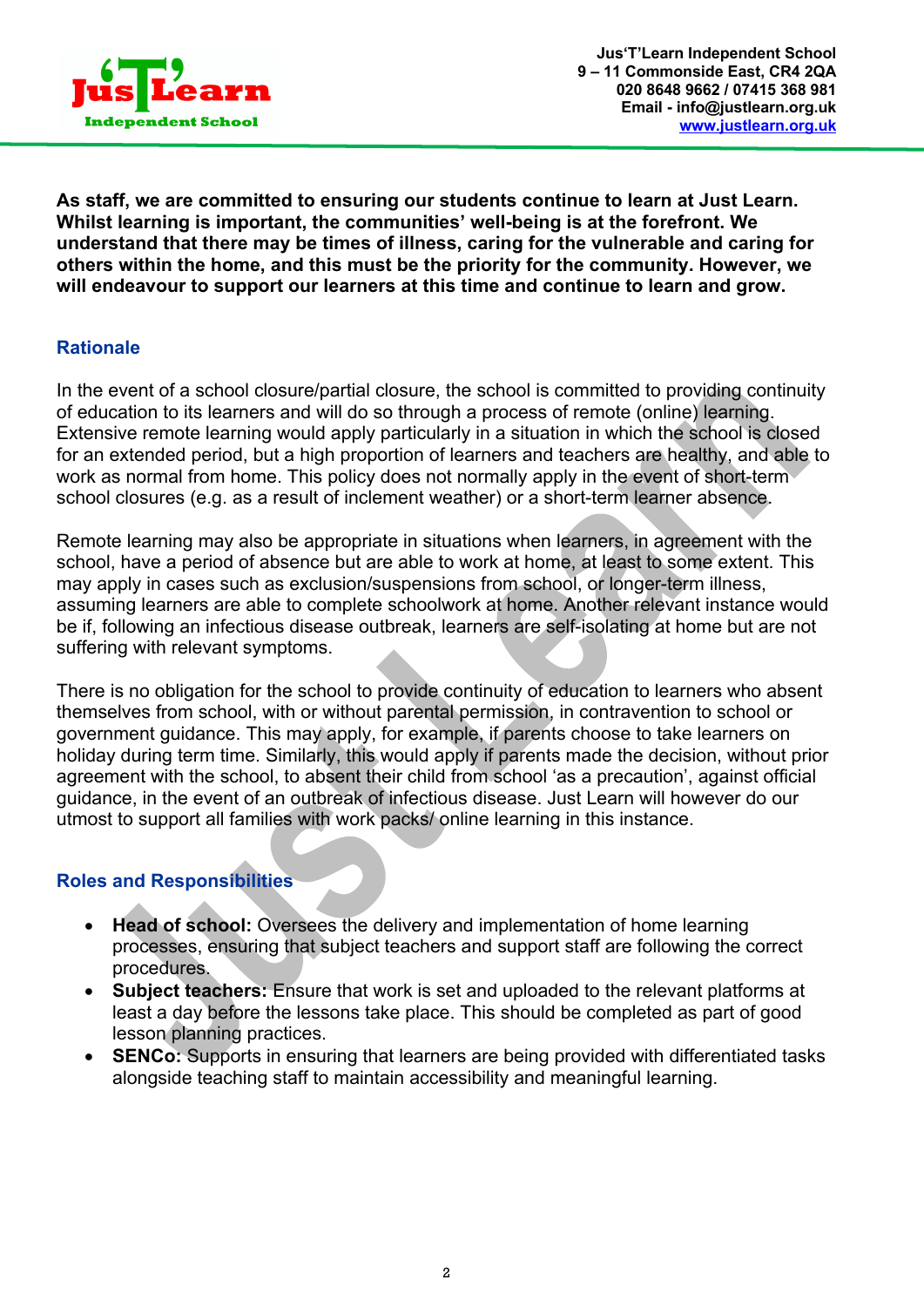**As staff, we are committed to ensuring our students continue to learn at Just Learn. Whilst learning is important, the communities' well-being is at the forefront. We understand that there may be times of illness, caring for the vulnerable and caring for others within the home, and this must be the priority for the community. However, we will endeavour to support our learners at this time and continue to learn and grow.**

## Rationale

In the event of a school closure/partial closure, the school is committed to providing continuity of education to its learners and will do so through a process of remote (online) learning. Extensive remote learning would apply particularly in a situation in which the school is closed for an extended period, but a high proportion of learners and teachers are healthy, and able to work as normal from home. This policy does not normally apply in the event of short-term school closures (e.g. as a result of inclement weather) or a short-term learner absence.

Remote learning may also be appropriate in situations when learners, in agreement with the school, have a period of absence but are able to work at home, at least to some extent. This may apply in cases such as exclusion/suspensions from school, or longer-term illness, assuming learners are able to complete schoolwork at home. Another relevant instance would be if, following an infectious disease outbreak, learners are self-isolating at home but are not suffering with relevant symptoms.

There is no obligation for the school to provide continuity of education to learners who absent themselves from school, with or without parental permission, in contravention to school or government guidance. This may apply, for example, if parents choose to take learners on holiday during term time. Similarly, this would apply if parents made the decision, without prior agreement with the school, to absent their child from school 'as a precaution', against official guidance, in the event of an outbreak of infectious disease. Just Learn will however do our utmost to support all families with work packs/ online learning in this instance.

## Roles and Responsibilities

- **Head of school:** Oversees the delivery and implementation of home learning processes, ensuring that subject teachers and support staff are following the correct procedures.
- **Subject teachers:** Ensure that work is set and uploaded to the relevant platforms at least a day before the lessons take place. This should be completed as part of good lesson planning practices.
- **SENCo:** Supports in ensuring that learners are being provided with differentiated tasks alongside teaching staff to maintain accessibility and meaningful learning.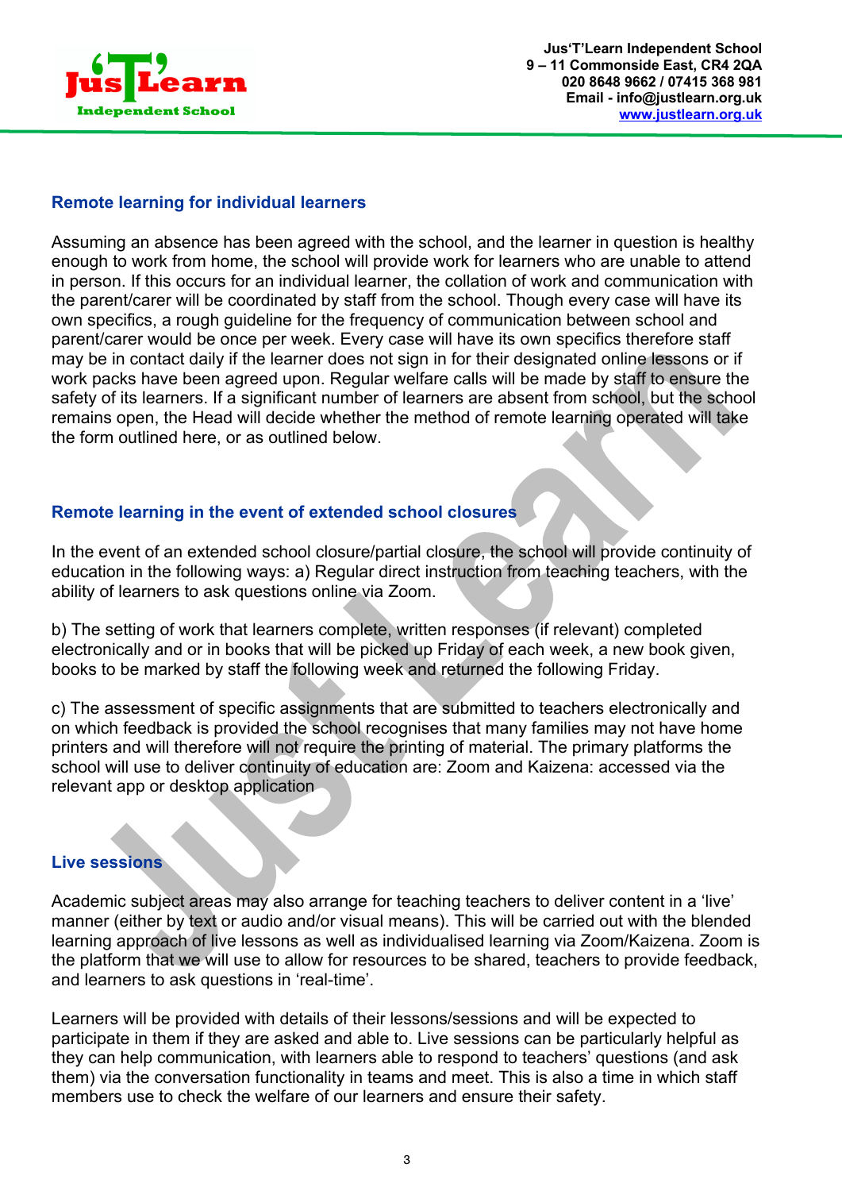## Remote learning for individual learners

Assuming an absence has been agreed with the school, and the learner in question is healthy enough to work from home, the school will provide work for learners who are unable to attend in person. If this occurs for an individual learner, the collation of work and communication with the parent/carer will be coordinated by staff from the school. Though every case will have its own specifics, a rough guideline for the frequency of communication between school and parent/carer would be once per week. Every case will have its own specifics therefore staff may be in contact daily if the learner does not sign in for their designated online lessons or if work packs have been agreed upon. Regular welfare calls will be made by staff to ensure the safety of its learners. If a significant number of learners are absent from school, but the school remains open, the Head will decide whether the method of remote learning operated will take the form outlined here, or as outlined below.

## Remote learning in the event of extended school closures

In the event of an extended school closure/partial closure, the school will provide continuity of education in the following ways: a) Regular direct instruction from teaching teachers, with the ability of learners to ask questions online via Zoom.

b) The setting of work that learners complete, written responses (if relevant) completed electronically and or in books that will be picked up Friday of each week, a new book given, books to be marked by staff the following week and returned the following Friday.

c) The assessment of specific assignments that are submitted to teachers electronically and on which feedback is provided the school recognises that many families may not have home printers and will therefore will not require the printing of material. The primary platforms the school will use to deliver continuity of education are: Zoom and Kaizena: accessed via the relevant app or desktop application

## Live sessions

Academic subject areas may also arrange for teaching teachers to deliver content in a 'live' manner (either by text or audio and/or visual means). This will be carried out with the blended learning approach of live lessons as well as individualised learning via Zoom/Kaizena. Zoom is the platform that we will use to allow for resources to be shared, teachers to provide feedback, and learners to ask questions in 'real-time'.

Learners will be provided with details of their lessons/sessions and will be expected to participate in them if they are asked and able to. Live sessions can be particularly helpful as they can help communication, with learners able to respond to teachers' questions (and ask them) via the conversation functionality in teams and meet. This is also a time in which staff members use to check the welfare of our learners and ensure their safety.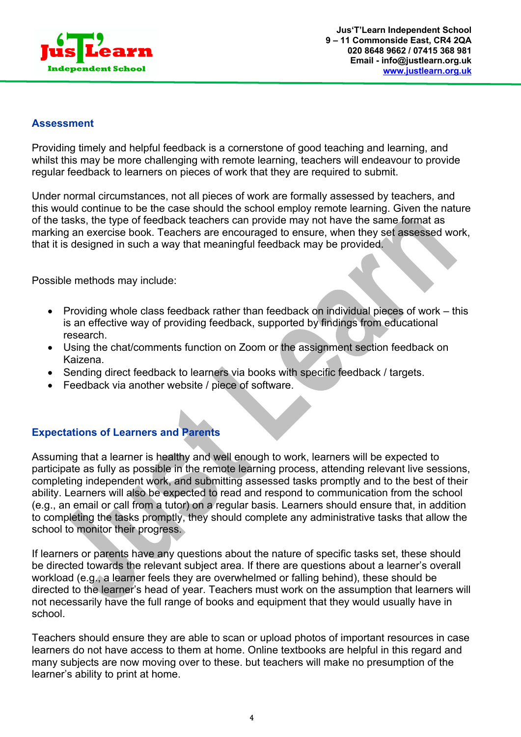## Assessment

Providing timely and helpful feedback is a cornerstone of good teaching and learning, and whilst this may be more challenging with remote learning, teachers will endeavour to provide regular feedback to learners on pieces of work that they are required to submit.

Under normal circumstances, not all pieces of work are formally assessed by teachers, and this would continue to be the case should the school employ remote learning. Given the nature of the tasks, the type of feedback teachers can provide may not have the same format as marking an exercise book. Teachers are encouraged to ensure, when they set assessed work, that it is designed in such a way that meaningful feedback may be provided.

Possible methods may include:

- Providing whole class feedback rather than feedback on individual pieces of work – this is an effective way of providing feedback, supported by findings from educational research.
- Using the chat/comments function on Zoom or the assignment section feedback on Kaizena.
- Sending direct feedback to learners via books with specific feedback / targets.
- Feedback via another website / piece of software.

## Expectations of Learners and Parents

Assuming that a learner is healthy and well enough to work, learners will be expected to participate as fully as possible in the remote learning process, attending relevant live sessions, completing independent work, and submitting assessed tasks promptly and to the best of their ability. Learners will also be expected to read and respond to communication from the school (e.g., an email or call from a tutor) on a regular basis. Learners should ensure that, in addition to completing the tasks promptly, they should complete any administrative tasks that allow the school to monitor their progress.

If learners or parents have any questions about the nature of specific tasks set, these should be directed towards the relevant subject area. If there are questions about a learner's overall workload (e.g., a learner feels they are overwhelmed or falling behind), these should be directed to the learner's head of year. Teachers must work on the assumption that learners will not necessarily have the full range of books and equipment that they would usually have in school.

Teachers should ensure they are able to scan or upload photos of important resources in case learners do not have access to them at home. Online textbooks are helpful in this regard and many subjects are now moving over to these. but teachers will make no presumption of the learner's ability to print at home.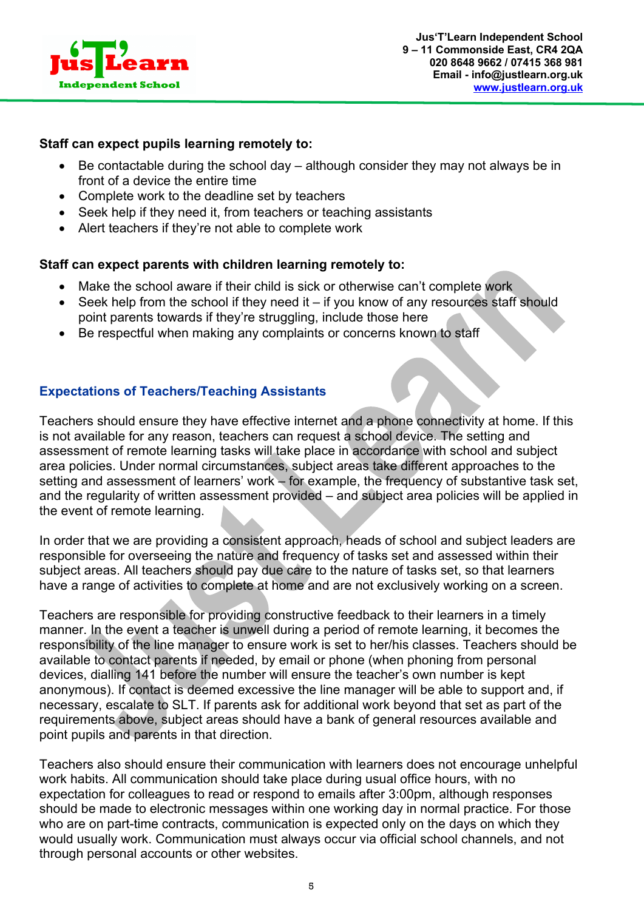**Staff can expect pupils learning remotely to:**

- Be contactable during the school day – although consider they may not always be in front of a device the entire time
- Complete work to the deadline set by teachers
- Seek help if they need it, from teachers or teaching assistants
- Alert teachers if they're not able to complete work

**Staff can expect parents with children learning remotely to:**

- Make the school aware if their child is sick or otherwise can't complete work
- Seek help from the school if they need it – if you know of any resources staff should point parents towards if they're struggling, include those here
- Be respectful when making any complaints or concerns known to staff

## Expectations of Teachers/Teaching Assistants

Teachers should ensure they have effective internet and a phone connectivity at home. If this is not available for any reason, teachers can request a school device. The setting and assessment of remote learning tasks will take place in accordance with school and subject area policies. Under normal circumstances, subject areas take different approaches to the setting and assessment of learners' work – for example, the frequency of substantive task set, and the regularity of written assessment provided – and subject area policies will be applied in the event of remote learning.

In order that we are providing a consistent approach, heads of school and subject leaders are responsible for overseeing the nature and frequency of tasks set and assessed within their subject areas. All teachers should pay due care to the nature of tasks set, so that learners have a range of activities to complete at home and are not exclusively working on a screen.

Teachers are responsible for providing constructive feedback to their learners in a timely manner. In the event a teacher is unwell during a period of remote learning, it becomes the responsibility of the line manager to ensure work is set to her/his classes. Teachers should be available to contact parents if needed, by email or phone (when phoning from personal devices, dialling 141 before the number will ensure the teacher's own number is kept anonymous). If contact is deemed excessive the line manager will be able to support and, if necessary, escalate to SLT. If parents ask for additional work beyond that set as part of the requirements above, subject areas should have a bank of general resources available and point pupils and parents in that direction.

Teachers also should ensure their communication with learners does not encourage unhelpful work habits. All communication should take place during usual office hours, with no expectation for colleagues to read or respond to emails after 3:00pm, although responses should be made to electronic messages within one working day in normal practice. For those who are on part-time contracts, communication is expected only on the days on which they would usually work. Communication must always occur via official school channels, and not through personal accounts or other websites.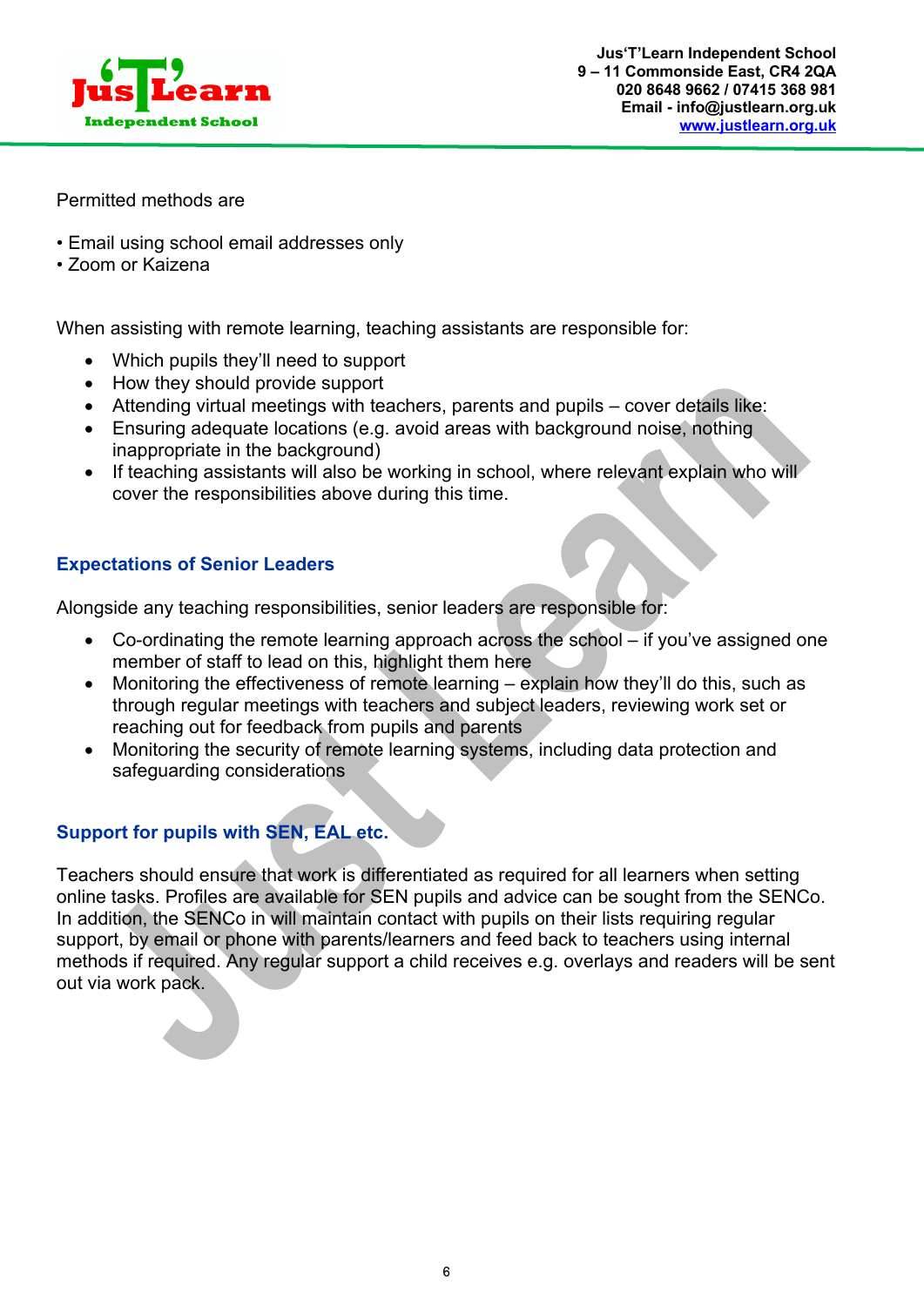Permitted methods are

• Email using school email addresses only
• Zoom or Kaizena

When assisting with remote learning, teaching assistants are responsible for:

- Which pupils they'll need to support
- How they should provide support
- Attending virtual meetings with teachers, parents and pupils – cover details like:
- Ensuring adequate locations (e.g. avoid areas with background noise, nothing inappropriate in the background)
- If teaching assistants will also be working in school, where relevant explain who will cover the responsibilities above during this time.

## Expectations of Senior Leaders

Alongside any teaching responsibilities, senior leaders are responsible for:

- Co-ordinating the remote learning approach across the school – if you've assigned one member of staff to lead on this, highlight them here
- Monitoring the effectiveness of remote learning – explain how they'll do this, such as through regular meetings with teachers and subject leaders, reviewing work set or reaching out for feedback from pupils and parents
- Monitoring the security of remote learning systems, including data protection and safeguarding considerations

## Support for pupils with SEN, EAL etc.

Teachers should ensure that work is differentiated as required for all learners when setting online tasks. Profiles are available for SEN pupils and advice can be sought from the SENCo. In addition, the SENCo in will maintain contact with pupils on their lists requiring regular support, by email or phone with parents/learners and feed back to teachers using internal methods if required. Any regular support a child receives e.g. overlays and readers will be sent out via work pack.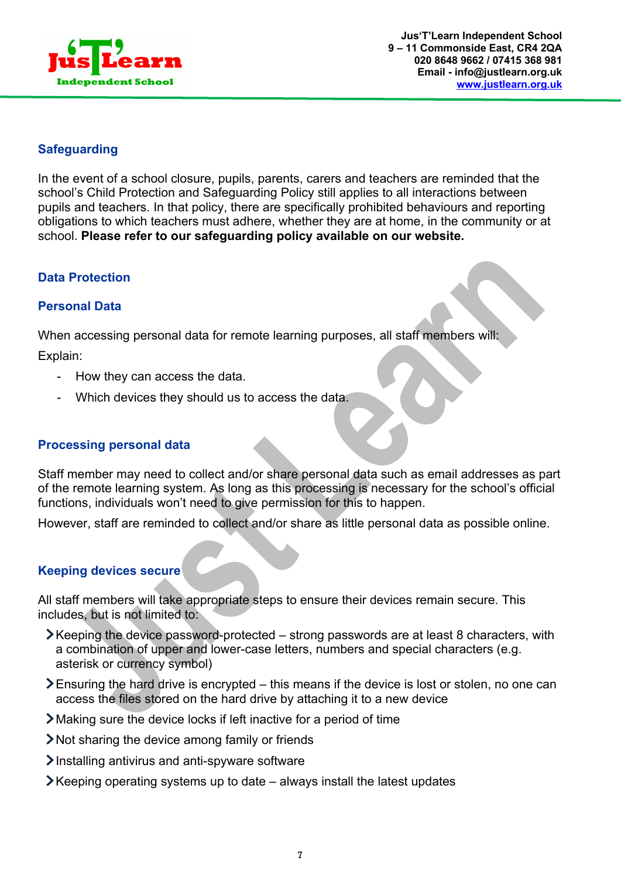## Safeguarding

In the event of a school closure, pupils, parents, carers and teachers are reminded that the school's Child Protection and Safeguarding Policy still applies to all interactions between pupils and teachers. In that policy, there are specifically prohibited behaviours and reporting obligations to which teachers must adhere, whether they are at home, in the community or at school. **Please refer to our safeguarding policy available on our website.**

## Data Protection

### Personal Data

When accessing personal data for remote learning purposes, all staff members will:

Explain:

- How they can access the data.
- Which devices they should us to access the data.

### Processing personal data

Staff member may need to collect and/or share personal data such as email addresses as part of the remote learning system. As long as this processing is necessary for the school's official functions, individuals won't need to give permission for this to happen.

However, staff are reminded to collect and/or share as little personal data as possible online.

### Keeping devices secure

All staff members will take appropriate steps to ensure their devices remain secure. This includes, but is not limited to:

- Keeping the device password-protected – strong passwords are at least 8 characters, with a combination of upper and lower-case letters, numbers and special characters (e.g. asterisk or currency symbol)
- Ensuring the hard drive is encrypted – this means if the device is lost or stolen, no one can access the files stored on the hard drive by attaching it to a new device
- Making sure the device locks if left inactive for a period of time
- Not sharing the device among family or friends
- Installing antivirus and anti-spyware software
- Keeping operating systems up to date – always install the latest updates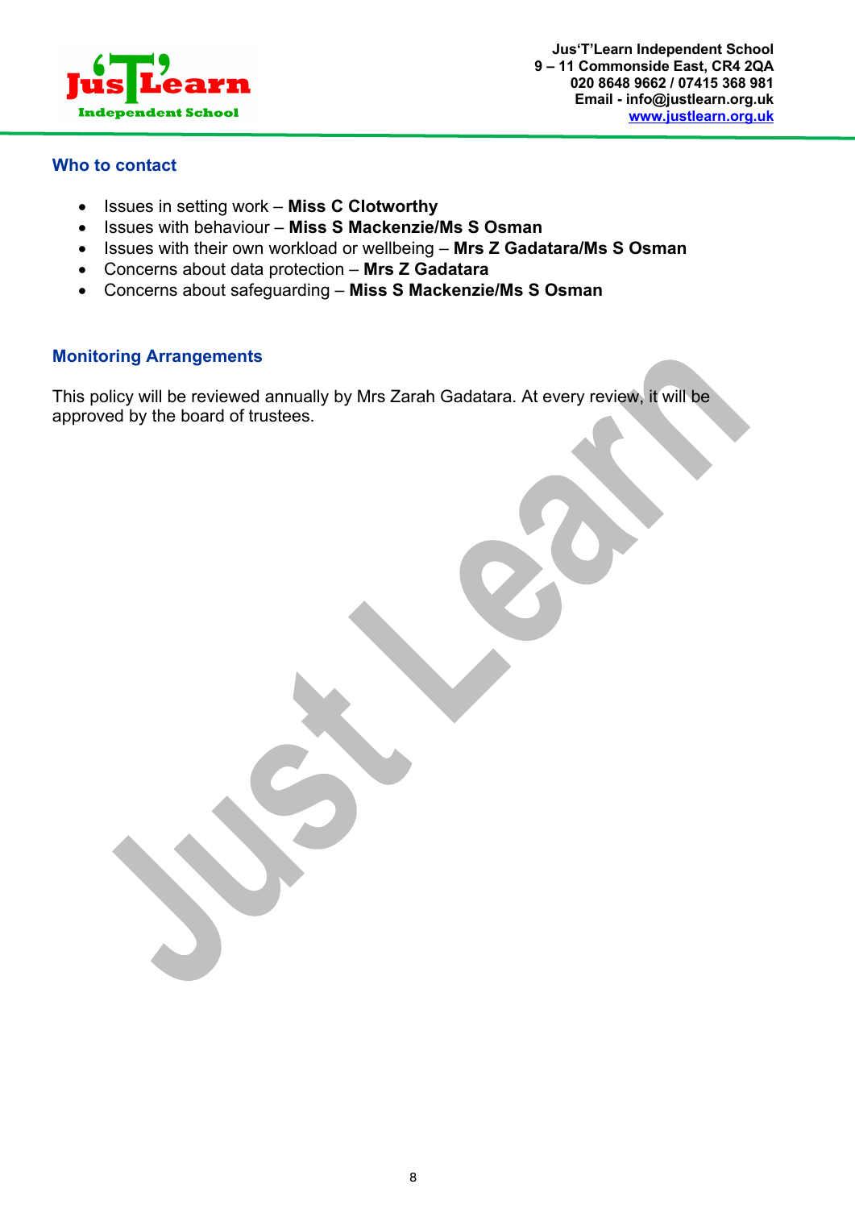## Who to contact

- Issues in setting work – **Miss C Clotworthy**
- Issues with behaviour – **Miss S Mackenzie/Ms S Osman**
- Issues with their own workload or wellbeing – **Mrs Z Gadatara/Ms S Osman**
- Concerns about data protection – **Mrs Z Gadatara**
- Concerns about safeguarding – **Miss S Mackenzie/Ms S Osman**

## Monitoring Arrangements

This policy will be reviewed annually by Mrs Zarah Gadatara. At every review, it will be approved by the board of trustees.